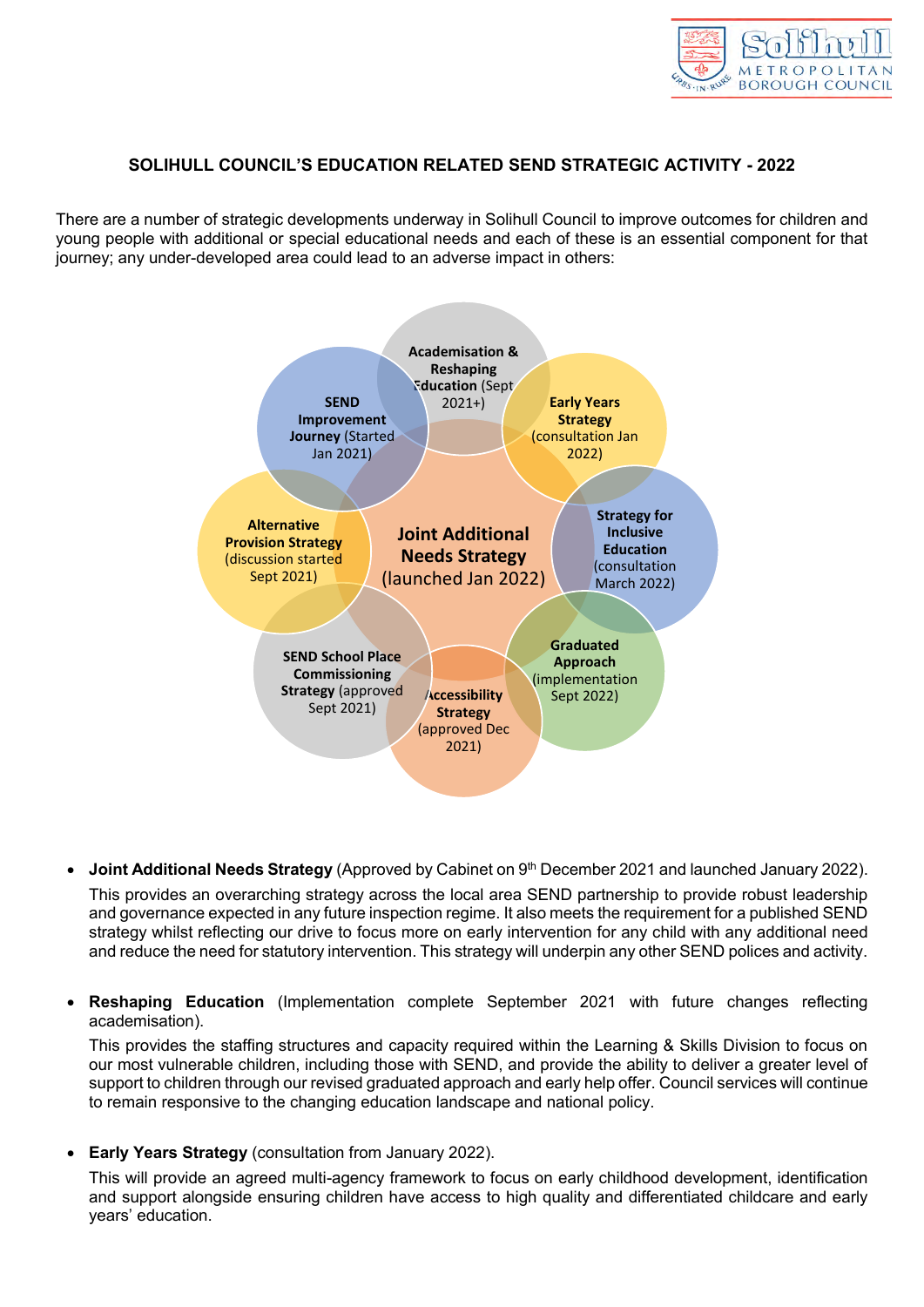# SOLIHULL COUNCIL'S EDUCATION RELATED SEND STRATEGIC ACTIVITY - 2022

There are a number of strategic developments underway in Solihull Council to improve outcomes for children and young people with additional or special educational needs and each of these is an essential component for that journey; any under-developed area could lead to an adverse impact in others:

**Joint Additional Needs Strategy** (launched Jan 2022)

- **Academisation & Reshaping Education** (Sept 2021+)
- **Early Years Strategy** (consultation Jan 2022)
- **Strategy for Inclusive Education** (consultation March 2022)
- **Graduated Approach** (implementation Sept 2022)
- **Accessibility Strategy** (approved Dec 2021)
- **SEND School Place Commissioning Strategy** (approved Sept 2021)
- **Alternative Provision Strategy** (discussion started Sept 2021)
- **SEND Improvement Journey** (Started Jan 2021)

- **Joint Additional Needs Strategy** (Approved by Cabinet on 9th December 2021 and launched January 2022).

  This provides an overarching strategy across the local area SEND partnership to provide robust leadership and governance expected in any future inspection regime. It also meets the requirement for a published SEND strategy whilst reflecting our drive to focus more on early intervention for any child with any additional need and reduce the need for statutory intervention. This strategy will underpin any other SEND polices and activity.

- **Reshaping Education** (Implementation complete September 2021 with future changes reflecting academisation).

  This provides the staffing structures and capacity required within the Learning & Skills Division to focus on our most vulnerable children, including those with SEND, and provide the ability to deliver a greater level of support to children through our revised graduated approach and early help offer. Council services will continue to remain responsive to the changing education landscape and national policy.

- **Early Years Strategy** (consultation from January 2022).

  This will provide an agreed multi-agency framework to focus on early childhood development, identification and support alongside ensuring children have access to high quality and differentiated childcare and early years' education.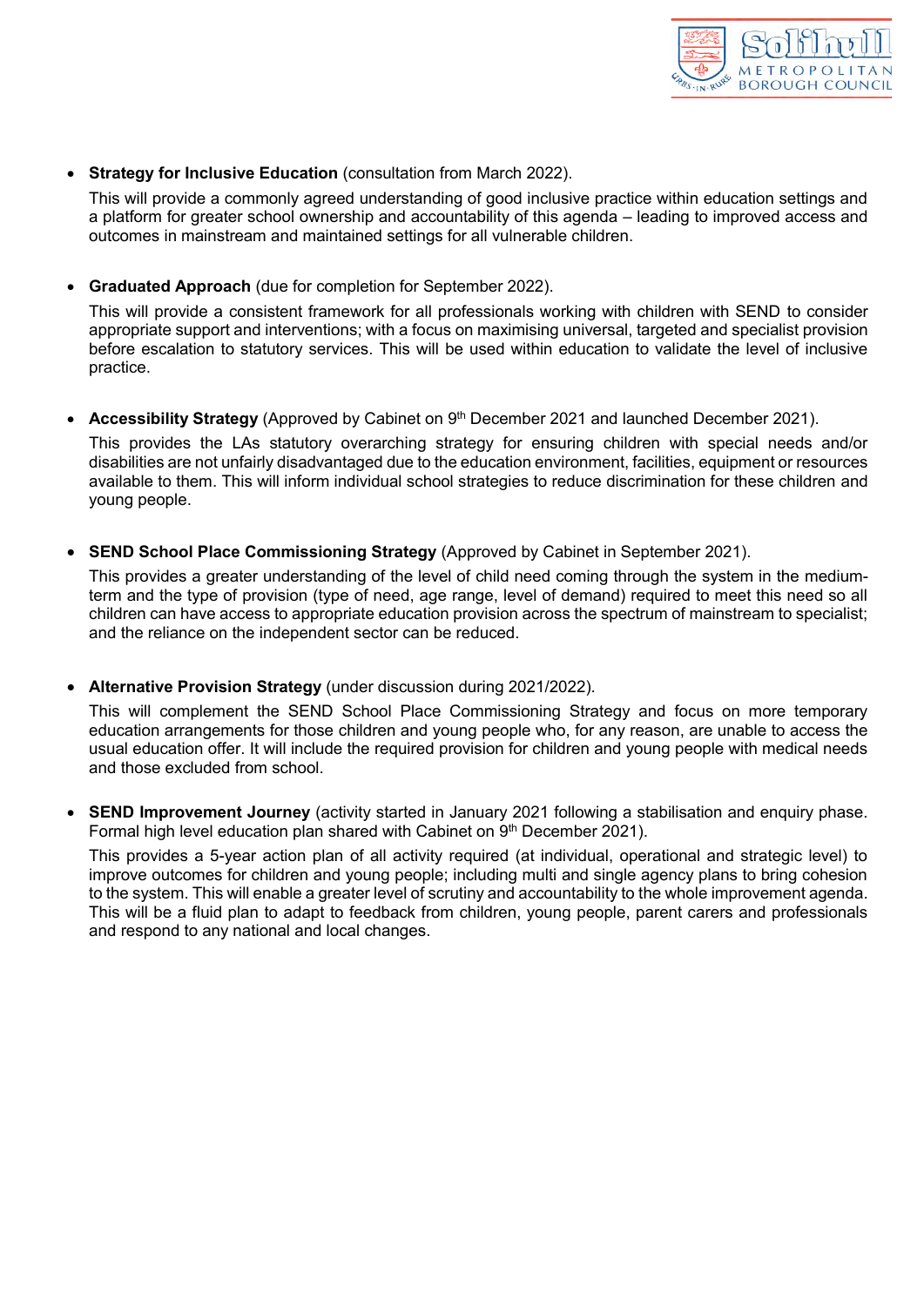- **Strategy for Inclusive Education** (consultation from March 2022).

  This will provide a commonly agreed understanding of good inclusive practice within education settings and a platform for greater school ownership and accountability of this agenda – leading to improved access and outcomes in mainstream and maintained settings for all vulnerable children.

- **Graduated Approach** (due for completion for September 2022).

  This will provide a consistent framework for all professionals working with children with SEND to consider appropriate support and interventions; with a focus on maximising universal, targeted and specialist provision before escalation to statutory services. This will be used within education to validate the level of inclusive practice.

- **Accessibility Strategy** (Approved by Cabinet on 9th December 2021 and launched December 2021).

  This provides the LAs statutory overarching strategy for ensuring children with special needs and/or disabilities are not unfairly disadvantaged due to the education environment, facilities, equipment or resources available to them. This will inform individual school strategies to reduce discrimination for these children and young people.

- **SEND School Place Commissioning Strategy** (Approved by Cabinet in September 2021).

  This provides a greater understanding of the level of child need coming through the system in the medium-term and the type of provision (type of need, age range, level of demand) required to meet this need so all children can have access to appropriate education provision across the spectrum of mainstream to specialist; and the reliance on the independent sector can be reduced.

- **Alternative Provision Strategy** (under discussion during 2021/2022).

  This will complement the SEND School Place Commissioning Strategy and focus on more temporary education arrangements for those children and young people who, for any reason, are unable to access the usual education offer. It will include the required provision for children and young people with medical needs and those excluded from school.

- **SEND Improvement Journey** (activity started in January 2021 following a stabilisation and enquiry phase. Formal high level education plan shared with Cabinet on 9th December 2021).

  This provides a 5-year action plan of all activity required (at individual, operational and strategic level) to improve outcomes for children and young people; including multi and single agency plans to bring cohesion to the system. This will enable a greater level of scrutiny and accountability to the whole improvement agenda. This will be a fluid plan to adapt to feedback from children, young people, parent carers and professionals and respond to any national and local changes.